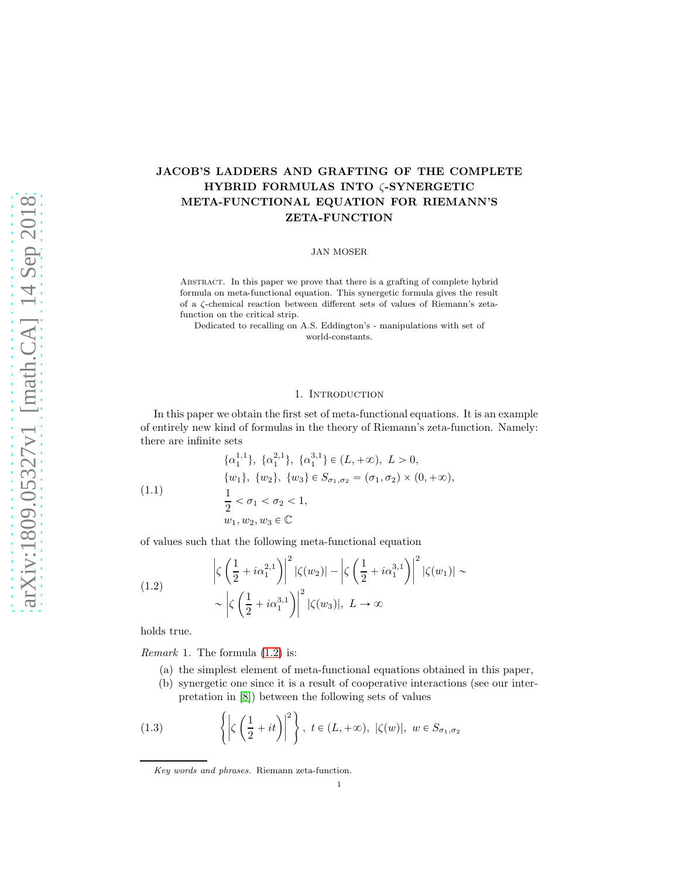# JACOB'S LADDERS AND GRAFTING OF THE COMPLETE HYBRID FORMULAS INTO $\zeta$-SYNERGETIC META-FUNCTIONAL EQUATION FOR RIEMANN'S ZETA-FUNCTION

JAN MOSER

Abstract. In this paper we prove that there is a grafting of complete hybrid formula on meta-functional equation. This synergetic formula gives the result of a $\zeta$-chemical reaction between different sets of values of Riemann's zeta-function on the critical strip.

Dedicated to recalling on A.S. Eddington's - manipulations with set of world-constants.

## 1. Introduction

In this paper we obtain the first set of meta-functional equations. It is an example of entirely new kind of formulas in the theory of Riemann's zeta-function. Namely: there are infinite sets

$$
\begin{aligned}
& \{\alpha_1^{1,1}\},\ \{\alpha_1^{2,1}\},\ \{\alpha_1^{3,1}\} \in (L,+\infty),\ L>0, \\
& \{w_1\},\ \{w_2\},\ \{w_3\} \in S_{\sigma_1,\sigma_2} = (\sigma_1,\sigma_2)\times(0,+\infty), \\
& \frac{1}{2} < \sigma_1 < \sigma_2 < 1, \\
& w_1, w_2, w_3 \in \mathbb{C}
\end{aligned}
\tag{1.1}
$$

of values such that the following meta-functional equation

$$
\begin{aligned}
& \left|\zeta\left(\frac{1}{2}+i\alpha_1^{2,1}\right)\right|^2 |\zeta(w_2)| - \left|\zeta\left(\frac{1}{2}+i\alpha_1^{3,1}\right)\right|^2 |\zeta(w_1)| \sim \\
& \sim \left|\zeta\left(\frac{1}{2}+i\alpha_1^{3,1}\right)\right|^2 |\zeta(w_3)|,\ L\to\infty
\end{aligned}
\tag{1.2}
$$

holds true.

*Remark* 1. The formula (1.2) is:

(a) the simplest element of meta-functional equations obtained in this paper,

(b) synergetic one since it is a result of cooperative interactions (see our interpretation in [8]) between the following sets of values

$$
\left\{\left|\zeta\left(\frac{1}{2}+it\right)\right|^2\right\},\ t\in(L,+\infty),\ |\zeta(w)|,\ w\in S_{\sigma_1,\sigma_2}
\tag{1.3}
$$

*Key words and phrases.* Riemann zeta-function.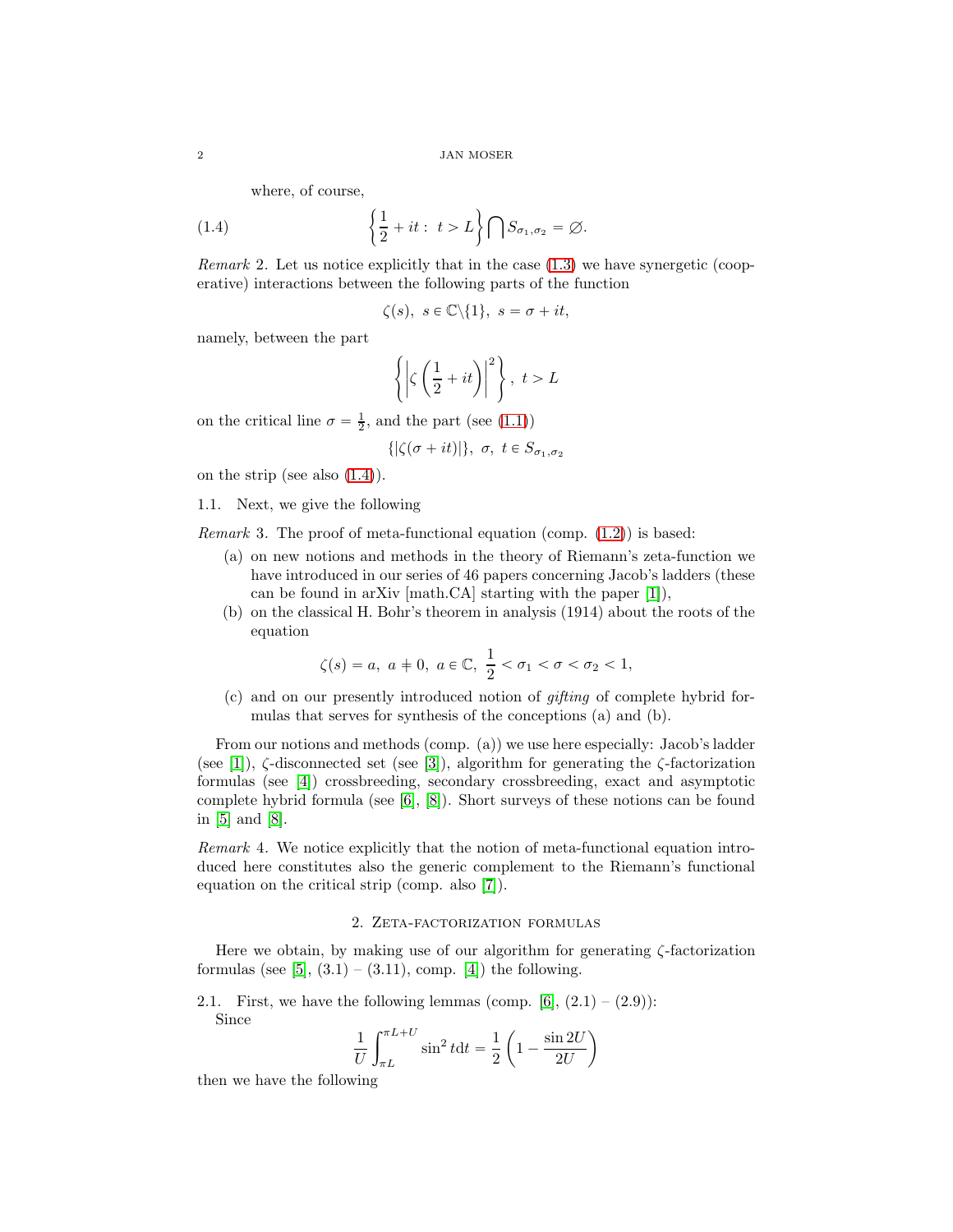where, of course,

$$\left\{\frac{1}{2}+it:\ t>L\right\}\bigcap S_{\sigma_1,\sigma_2}=\varnothing. \tag{1.4}$$

*Remark* 2. Let us notice explicitly that in the case (1.3) we have synergetic (cooperative) interactions between the following parts of the function

$$\zeta(s),\ s\in\mathbb{C}\backslash\{1\},\ s=\sigma+it,$$

namely, between the part

$$\left\{\left|\zeta\left(\frac{1}{2}+it\right)\right|^2\right\},\ t>L$$

on the critical line $\sigma=\frac{1}{2}$, and the part (see (1.1))

$$\{|\zeta(\sigma+it)|\},\ \sigma,\ t\in S_{\sigma_1,\sigma_2}$$

on the strip (see also (1.4)).

1.1. Next, we give the following

*Remark* 3. The proof of meta-functional equation (comp. (1.2)) is based:

(a) on new notions and methods in the theory of Riemann's zeta-function we have introduced in our series of 46 papers concerning Jacob's ladders (these can be found in arXiv [math.CA] starting with the paper [1]),

(b) on the classical H. Bohr's theorem in analysis (1914) about the roots of the equation

$$\zeta(s)=a,\ a\neq 0,\ a\in\mathbb{C},\ \frac{1}{2}<\sigma_1<\sigma<\sigma_2<1,$$

(c) and on our presently introduced notion of *gifting* of complete hybrid formulas that serves for synthesis of the conceptions (a) and (b).

From our notions and methods (comp. (a)) we use here especially: Jacob's ladder (see [1]), $\zeta$-disconnected set (see [3]), algorithm for generating the $\zeta$-factorization formulas (see [4]) crossbreeding, secondary crossbreeding, exact and asymptotic complete hybrid formula (see [6], [8]). Short surveys of these notions can be found in [5] and [8].

*Remark* 4. We notice explicitly that the notion of meta-functional equation introduced here constitutes also the generic complement to the Riemann's functional equation on the critical strip (comp. also [7]).

## 2. Zeta-factorization formulas

Here we obtain, by making use of our algorithm for generating $\zeta$-factorization formulas (see [5], (3.1) – (3.11), comp. [4]) the following.

2.1. First, we have the following lemmas (comp. [6], (2.1) – (2.9)):
Since

$$\frac{1}{U}\int_{\pi L}^{\pi L+U}\sin^2 t\mathrm{d}t=\frac{1}{2}\left(1-\frac{\sin 2U}{2U}\right)$$

then we have the following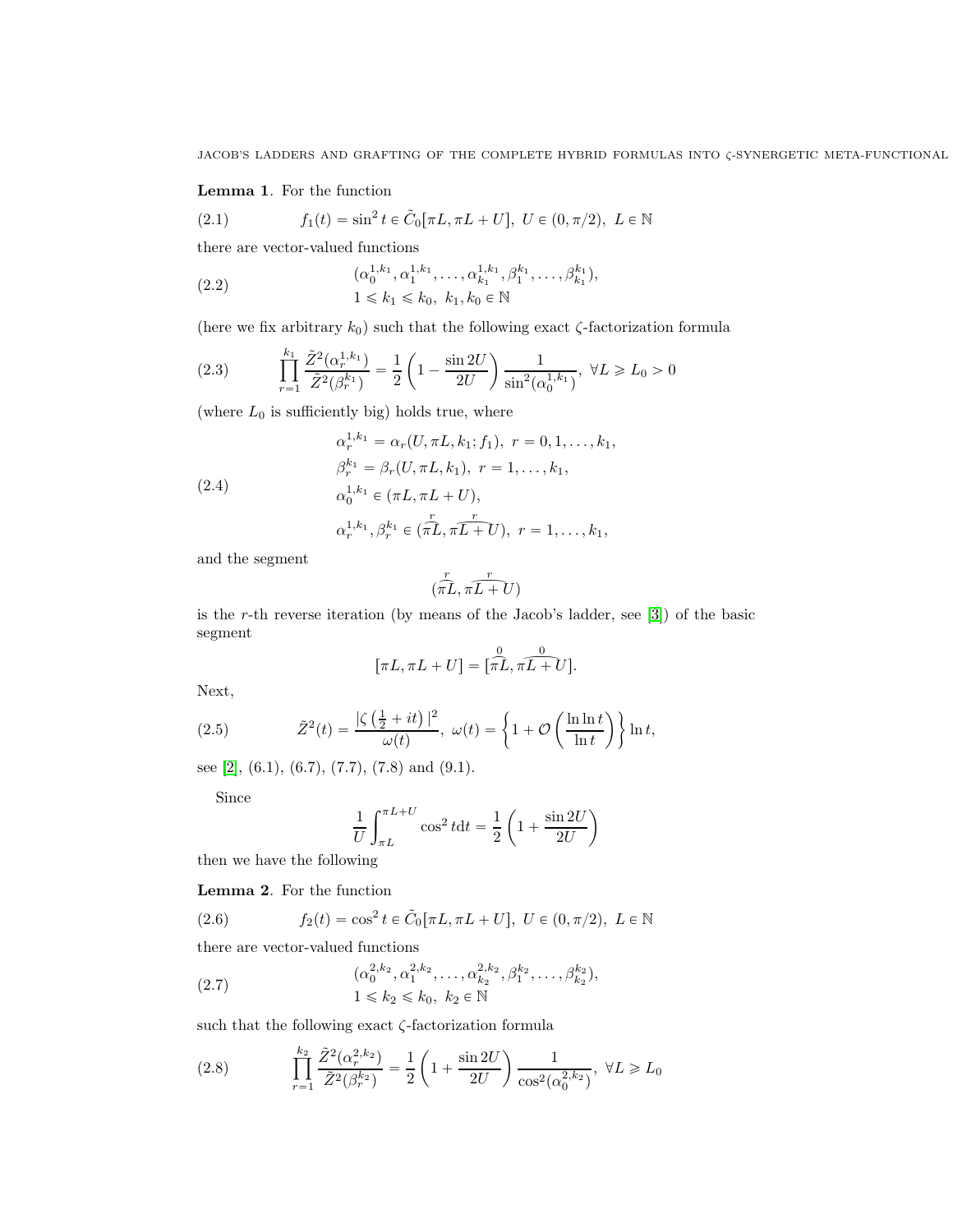**Lemma 1**. For the function

$$f_1(t) = \sin^2 t \in \tilde{C}_0[\pi L, \pi L + U],\ U \in (0, \pi/2),\ L \in \mathbb{N} \tag{2.1}$$

there are vector-valued functions

$$\begin{aligned} &(\alpha_0^{1,k_1}, \alpha_1^{1,k_1}, \dots, \alpha_{k_1}^{1,k_1}, \beta_1^{k_1}, \dots, \beta_{k_1}^{k_1}), \\ &1 \leqslant k_1 \leqslant k_0,\ k_1, k_0 \in \mathbb{N} \end{aligned} \tag{2.2}$$

(here we fix arbitrary $k_0$) such that the following exact $\zeta$-factorization formula

$$\prod_{r=1}^{k_1} \frac{\tilde{Z}^2(\alpha_r^{1,k_1})}{\tilde{Z}^2(\beta_r^{k_1})} = \frac{1}{2}\left(1 - \frac{\sin 2U}{2U}\right)\frac{1}{\sin^2(\alpha_0^{1,k_1})},\ \forall L \geqslant L_0 > 0 \tag{2.3}$$

(where $L_0$ is sufficiently big) holds true, where

$$\begin{aligned} &\alpha_r^{1,k_1} = \alpha_r(U, \pi L, k_1; f_1),\ r = 0, 1, \dots, k_1, \\ &\beta_r^{k_1} = \beta_r(U, \pi L, k_1),\ r = 1, \dots, k_1, \\ &\alpha_0^{1,k_1} \in (\pi L, \pi L + U), \\ &\alpha_r^{1,k_1}, \beta_r^{k_1} \in (\overset{r}{\widehat{\pi L}}, \overset{r}{\widehat{\pi L + U}}),\ r = 1, \dots, k_1, \end{aligned} \tag{2.4}$$

and the segment

$$(\overset{r}{\widehat{\pi L}}, \overset{r}{\widehat{\pi L + U}})$$

is the $r$-th reverse iteration (by means of the Jacob's ladder, see [3]) of the basic segment

$$[\pi L, \pi L + U] = [\overset{0}{\widehat{\pi L}}, \overset{0}{\widehat{\pi L + U}}].$$

Next,

$$\tilde{Z}^2(t) = \frac{|\zeta\left(\frac{1}{2} + it\right)|^2}{\omega(t)},\ \omega(t) = \left\{1 + \mathcal{O}\left(\frac{\ln\ln t}{\ln t}\right)\right\}\ln t, \tag{2.5}$$

see [2], (6.1), (6.7), (7.7), (7.8) and (9.1).

Since

$$\frac{1}{U}\int_{\pi L}^{\pi L + U} \cos^2 t \mathrm{d}t = \frac{1}{2}\left(1 + \frac{\sin 2U}{2U}\right)$$

then we have the following

**Lemma 2**. For the function

$$f_2(t) = \cos^2 t \in \tilde{C}_0[\pi L, \pi L + U],\ U \in (0, \pi/2),\ L \in \mathbb{N} \tag{2.6}$$

there are vector-valued functions

$$\begin{aligned} &(\alpha_0^{2,k_2}, \alpha_1^{2,k_2}, \dots, \alpha_{k_2}^{2,k_2}, \beta_1^{k_2}, \dots, \beta_{k_2}^{k_2}), \\ &1 \leqslant k_2 \leqslant k_0,\ k_2 \in \mathbb{N} \end{aligned} \tag{2.7}$$

such that the following exact $\zeta$-factorization formula

$$\prod_{r=1}^{k_2} \frac{\tilde{Z}^2(\alpha_r^{2,k_2})}{\tilde{Z}^2(\beta_r^{k_2})} = \frac{1}{2}\left(1 + \frac{\sin 2U}{2U}\right)\frac{1}{\cos^2(\alpha_0^{2,k_2})},\ \forall L \geqslant L_0 \tag{2.8}$$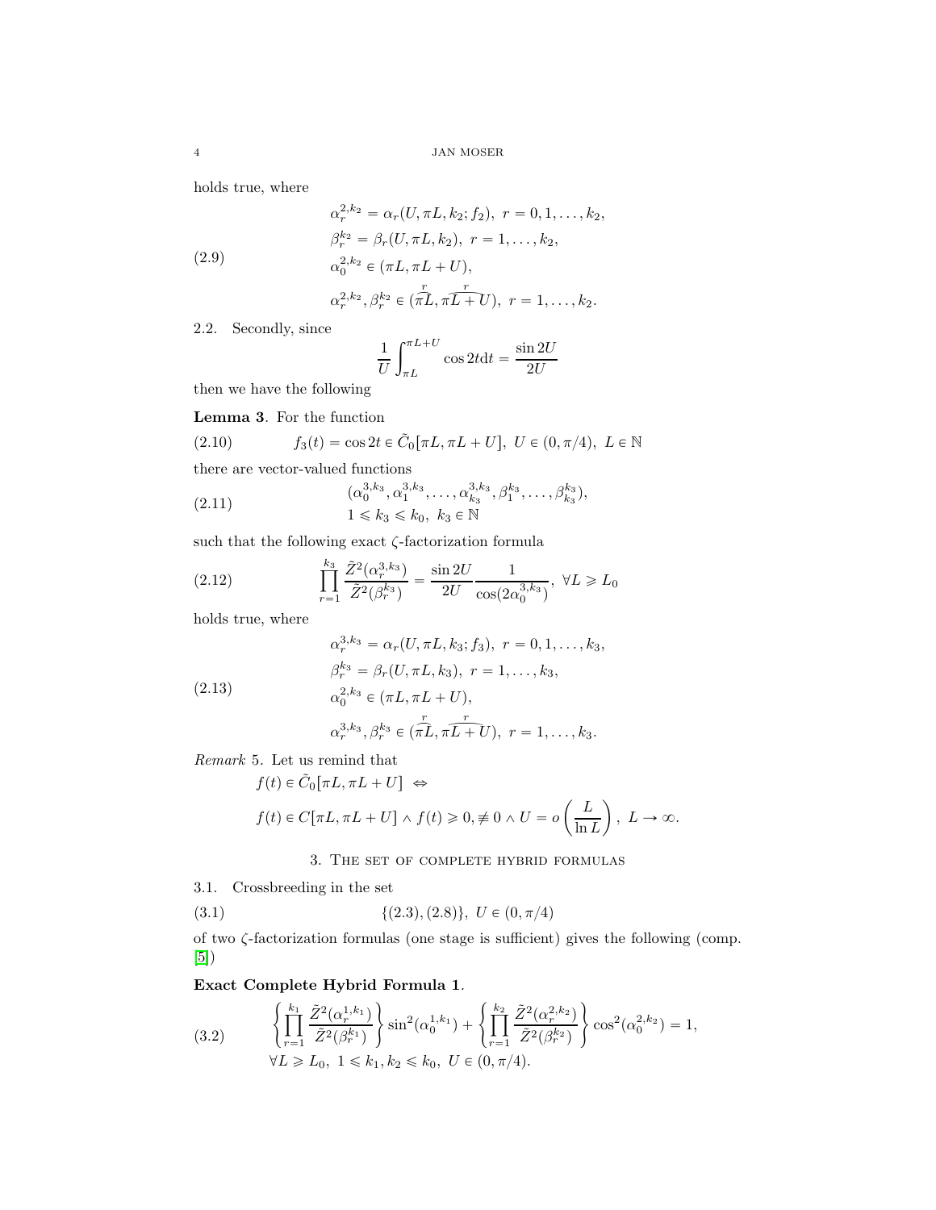holds true, where

$$
\begin{aligned}
&\alpha_r^{2,k_2} = \alpha_r(U, \pi L, k_2; f_2),\ r = 0, 1, \dots, k_2, \\
&\beta_r^{k_2} = \beta_r(U, \pi L, k_2),\ r = 1, \dots, k_2, \\
&\alpha_0^{2,k_2} \in (\pi L, \pi L + U), \\
&\alpha_r^{2,k_2}, \beta_r^{k_2} \in (\overset{r}{\widehat{\pi L}}, \overset{r}{\widehat{\pi L + U}}),\ r = 1, \dots, k_2.
\end{aligned}
\tag{2.9}
$$

2.2. Secondly, since

$$
\frac{1}{U}\int_{\pi L}^{\pi L + U} \cos 2t \mathrm{d}t = \frac{\sin 2U}{2U}
$$

then we have the following

**Lemma 3**. For the function

$$
f_3(t) = \cos 2t \in \tilde{C}_0[\pi L, \pi L + U],\ U \in (0, \pi/4),\ L \in \mathbb{N}
\tag{2.10}
$$

there are vector-valued functions

$$
\begin{aligned}
&(\alpha_0^{3,k_3}, \alpha_1^{3,k_3}, \dots, \alpha_{k_3}^{3,k_3}, \beta_1^{k_3}, \dots, \beta_{k_3}^{k_3}), \\
&1 \leqslant k_3 \leqslant k_0,\ k_3 \in \mathbb{N}
\end{aligned}
\tag{2.11}
$$

such that the following exact $\zeta$-factorization formula

$$
\prod_{r=1}^{k_3} \frac{\tilde{Z}^2(\alpha_r^{3,k_3})}{\tilde{Z}^2(\beta_r^{k_3})} = \frac{\sin 2U}{2U}\frac{1}{\cos(2\alpha_0^{3,k_3})},\ \forall L \geqslant L_0
\tag{2.12}
$$

holds true, where

$$
\begin{aligned}
&\alpha_r^{3,k_3} = \alpha_r(U, \pi L, k_3; f_3),\ r = 0, 1, \dots, k_3, \\
&\beta_r^{k_3} = \beta_r(U, \pi L, k_3),\ r = 1, \dots, k_3, \\
&\alpha_0^{2,k_3} \in (\pi L, \pi L + U), \\
&\alpha_r^{3,k_3}, \beta_r^{k_3} \in (\overset{r}{\widehat{\pi L}}, \overset{r}{\widehat{\pi L + U}}),\ r = 1, \dots, k_3.
\end{aligned}
\tag{2.13}
$$

*Remark* 5. Let us remind that

$$
\begin{aligned}
&f(t) \in \tilde{C}_0[\pi L, \pi L + U] \ \Leftrightarrow \\
&f(t) \in C[\pi L, \pi L + U] \wedge f(t) \geqslant 0, \not\equiv 0 \wedge U = o\left(\frac{L}{\ln L}\right),\ L \to \infty.
\end{aligned}
$$

## 3. The set of complete hybrid formulas

3.1. Crossbreeding in the set

$$
\{(2.3), (2.8)\},\ U \in (0, \pi/4)
\tag{3.1}
$$

of two $\zeta$-factorization formulas (one stage is sufficient) gives the following (comp. [5])

**Exact Complete Hybrid Formula 1**.

$$
\begin{aligned}
&\left\{\prod_{r=1}^{k_1} \frac{\tilde{Z}^2(\alpha_r^{1,k_1})}{\tilde{Z}^2(\beta_r^{k_1})}\right\} \sin^2(\alpha_0^{1,k_1}) + \left\{\prod_{r=1}^{k_2} \frac{\tilde{Z}^2(\alpha_r^{2,k_2})}{\tilde{Z}^2(\beta_r^{k_2})}\right\} \cos^2(\alpha_0^{2,k_2}) = 1, \\
&\forall L \geqslant L_0,\ 1 \leqslant k_1, k_2 \leqslant k_0,\ U \in (0, \pi/4).
\end{aligned}
\tag{3.2}
$$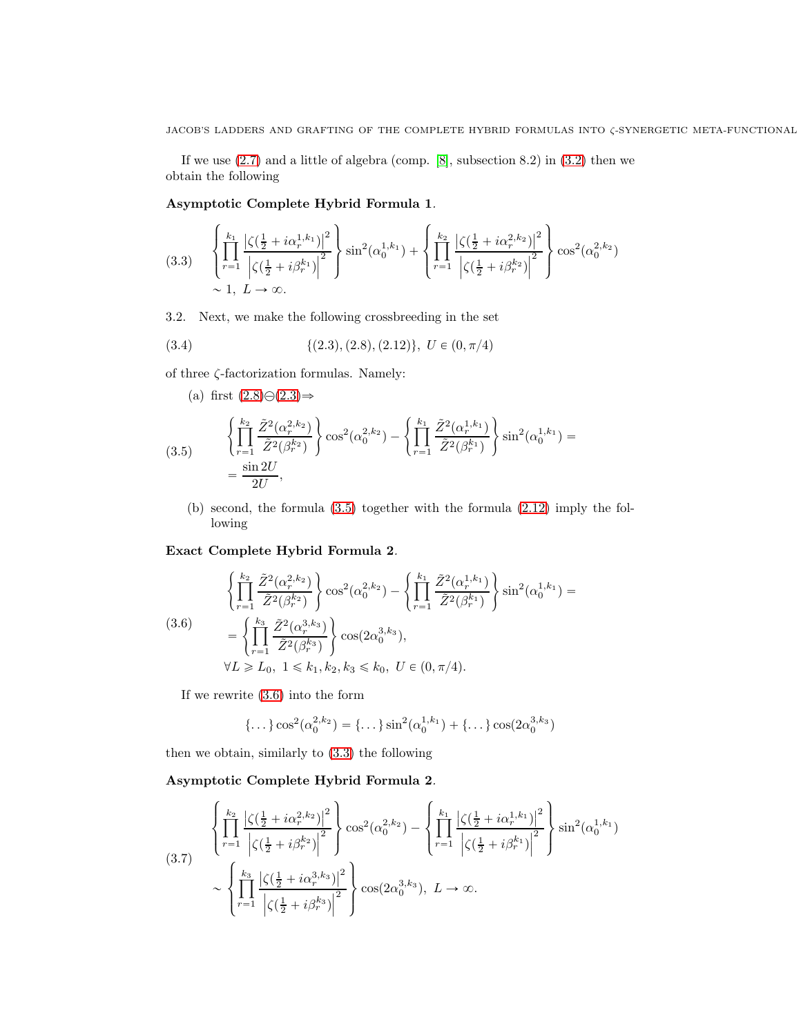If we use (2.7) and a little of algebra (comp. [8], subsection 8.2) in (3.2) then we obtain the following

**Asymptotic Complete Hybrid Formula 1**.

$$
\begin{split}
(3.3)\quad & \left\{\prod_{r=1}^{k_1}\frac{\left|\zeta(\frac 12+i\alpha_r^{1,k_1})\right|^2}{\left|\zeta(\frac 12+i\beta_r^{k_1})\right|^2}\right\}\sin^2(\alpha_0^{1,k_1})+\left\{\prod_{r=1}^{k_2}\frac{\left|\zeta(\frac 12+i\alpha_r^{2,k_2})\right|^2}{\left|\zeta(\frac 12+i\beta_r^{k_2})\right|^2}\right\}\cos^2(\alpha_0^{2,k_2}) \\
& \sim 1,\ L\to\infty.
\end{split}
$$

3.2. Next, we make the following crossbreeding in the set

$$
(3.4)\qquad \{(2.3),(2.8),(2.12)\},\ U\in(0,\pi/4)
$$

of three $\zeta$-factorization formulas. Namely:

(a) first (2.8)$\ominus$(2.3)$\Rightarrow$

$$
\begin{split}
(3.5)\quad & \left\{\prod_{r=1}^{k_2}\frac{\tilde{Z}^2(\alpha_r^{2,k_2})}{\tilde{Z}^2(\beta_r^{k_2})}\right\}\cos^2(\alpha_0^{2,k_2})-\left\{\prod_{r=1}^{k_1}\frac{\tilde{Z}^2(\alpha_r^{1,k_1})}{\tilde{Z}^2(\beta_r^{k_1})}\right\}\sin^2(\alpha_0^{1,k_1})= \\
& =\frac{\sin 2U}{2U},
\end{split}
$$

(b) second, the formula (3.5) together with the formula (2.12) imply the following

**Exact Complete Hybrid Formula 2**.

$$
\begin{split}
(3.6)\quad & \left\{\prod_{r=1}^{k_2}\frac{\tilde{Z}^2(\alpha_r^{2,k_2})}{\tilde{Z}^2(\beta_r^{k_2})}\right\}\cos^2(\alpha_0^{2,k_2})-\left\{\prod_{r=1}^{k_1}\frac{\tilde{Z}^2(\alpha_r^{1,k_1})}{\tilde{Z}^2(\beta_r^{k_1})}\right\}\sin^2(\alpha_0^{1,k_1})= \\
& =\left\{\prod_{r=1}^{k_3}\frac{\tilde{Z}^2(\alpha_r^{3,k_3})}{\tilde{Z}^2(\beta_r^{k_3})}\right\}\cos(2\alpha_0^{3,k_3}), \\
& \forall L\geqslant L_0,\ 1\leqslant k_1,k_2,k_3\leqslant k_0,\ U\in(0,\pi/4).
\end{split}
$$

If we rewrite (3.6) into the form

$$
\{\dots\}\cos^2(\alpha_0^{2,k_2})=\{\dots\}\sin^2(\alpha_0^{1,k_1})+\{\dots\}\cos(2\alpha_0^{3,k_3})
$$

then we obtain, similarly to (3.3) the following

**Asymptotic Complete Hybrid Formula 2**.

$$
\begin{split}
(3.7)\quad & \left\{\prod_{r=1}^{k_2}\frac{\left|\zeta(\frac 12+i\alpha_r^{2,k_2})\right|^2}{\left|\zeta(\frac 12+i\beta_r^{k_2})\right|^2}\right\}\cos^2(\alpha_0^{2,k_2})-\left\{\prod_{r=1}^{k_1}\frac{\left|\zeta(\frac 12+i\alpha_r^{1,k_1})\right|^2}{\left|\zeta(\frac 12+i\beta_r^{k_1})\right|^2}\right\}\sin^2(\alpha_0^{1,k_1}) \\
& \sim\left\{\prod_{r=1}^{k_3}\frac{\left|\zeta(\frac 12+i\alpha_r^{3,k_3})\right|^2}{\left|\zeta(\frac 12+i\beta_r^{k_3})\right|^2}\right\}\cos(2\alpha_0^{3,k_3}),\ L\to\infty.
\end{split}
$$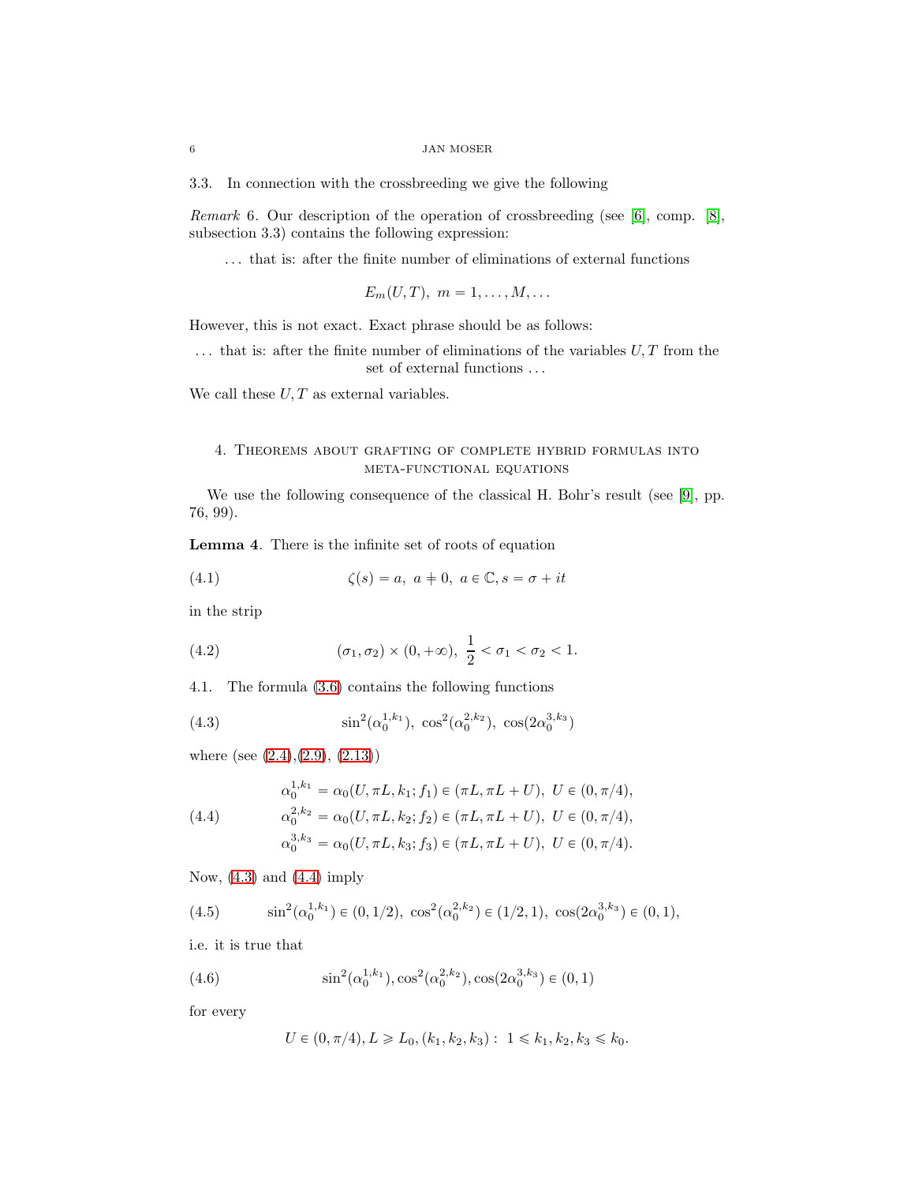3.3. In connection with the crossbreeding we give the following

*Remark* 6. Our description of the operation of crossbreeding (see [6], comp. [8], subsection 3.3) contains the following expression:

> ... that is: after the finite number of eliminations of external functions
>
> $$E_m(U,T),\ m=1,\dots,M,\dots$$

However, this is not exact. Exact phrase should be as follows:

> ... that is: after the finite number of eliminations of the variables $U,T$ from the set of external functions ...

We call these $U,T$ as external variables.

## 4. Theorems about grafting of complete hybrid formulas into meta-functional equations

We use the following consequence of the classical H. Bohr's result (see [9], pp. 76, 99).

**Lemma 4**. There is the infinite set of roots of equation

$$\zeta(s)=a,\ a\neq 0,\ a\in\mathbb{C}, s=\sigma+it \tag{4.1}$$

in the strip

$$(\sigma_1,\sigma_2)\times(0,+\infty),\ \frac{1}{2}<\sigma_1<\sigma_2<1. \tag{4.2}$$

4.1. The formula (3.6) contains the following functions

$$\sin^2(\alpha_0^{1,k_1}),\ \cos^2(\alpha_0^{2,k_2}),\ \cos(2\alpha_0^{3,k_3}) \tag{4.3}$$

where (see (2.4),(2.9), (2.13))

$$\begin{aligned}
&\alpha_0^{1,k_1}=\alpha_0(U,\pi L,k_1;f_1)\in(\pi L,\pi L+U),\ U\in(0,\pi/4),\\
&\alpha_0^{2,k_2}=\alpha_0(U,\pi L,k_2;f_2)\in(\pi L,\pi L+U),\ U\in(0,\pi/4),\\
&\alpha_0^{3,k_3}=\alpha_0(U,\pi L,k_3;f_3)\in(\pi L,\pi L+U),\ U\in(0,\pi/4).
\end{aligned} \tag{4.4}$$

Now, (4.3) and (4.4) imply

$$\sin^2(\alpha_0^{1,k_1})\in(0,1/2),\ \cos^2(\alpha_0^{2,k_2})\in(1/2,1),\ \cos(2\alpha_0^{3,k_3})\in(0,1), \tag{4.5}$$

i.e. it is true that

$$\sin^2(\alpha_0^{1,k_1}),\cos^2(\alpha_0^{2,k_2}),\cos(2\alpha_0^{3,k_3})\in(0,1) \tag{4.6}$$

for every

$$U\in(0,\pi/4), L\geqslant L_0, (k_1,k_2,k_3):\ 1\leqslant k_1,k_2,k_3\leqslant k_0.$$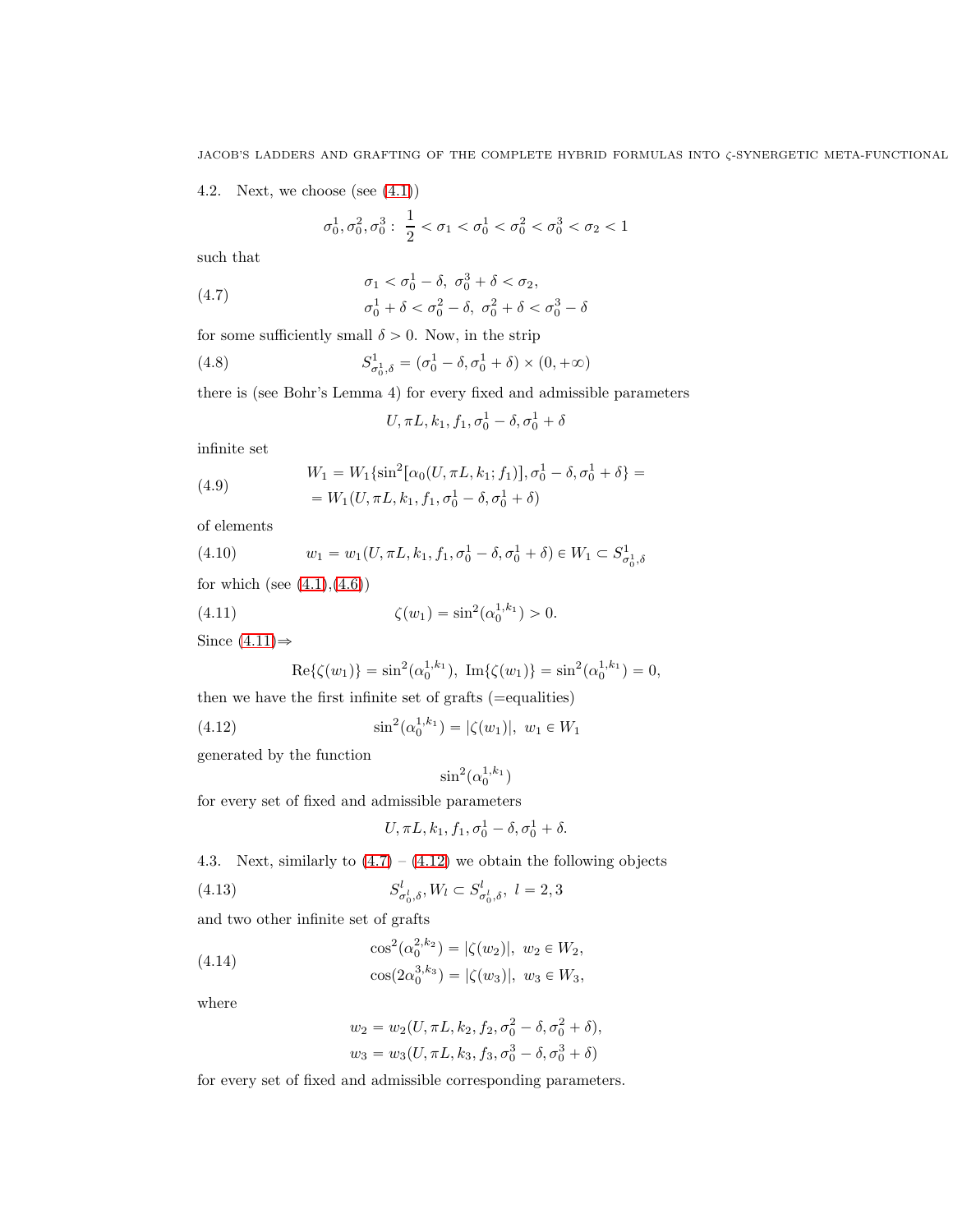4.2. Next, we choose (see (4.1))

$$\sigma_0^1, \sigma_0^2, \sigma_0^3 : \ \frac{1}{2} < \sigma_1 < \sigma_0^1 < \sigma_0^2 < \sigma_0^3 < \sigma_2 < 1$$

such that

$$\begin{aligned} &\sigma_1 < \sigma_0^1 - \delta, \ \sigma_0^3 + \delta < \sigma_2, \\ &\sigma_0^1 + \delta < \sigma_0^2 - \delta, \ \sigma_0^2 + \delta < \sigma_0^3 - \delta \end{aligned} \tag{4.7}$$

for some sufficiently small $\delta > 0$. Now, in the strip

$$S^1_{\sigma_0^1,\delta} = (\sigma_0^1 - \delta, \sigma_0^1 + \delta) \times (0, +\infty) \tag{4.8}$$

there is (see Bohr's Lemma 4) for every fixed and admissible parameters

$$U, \pi L, k_1, f_1, \sigma_0^1 - \delta, \sigma_0^1 + \delta$$

infinite set

$$\begin{aligned} W_1 &= W_1\{\sin^2[\alpha_0(U, \pi L, k_1; f_1)], \sigma_0^1 - \delta, \sigma_0^1 + \delta\} = \\ &= W_1(U, \pi L, k_1, f_1, \sigma_0^1 - \delta, \sigma_0^1 + \delta) \end{aligned} \tag{4.9}$$

of elements

$$w_1 = w_1(U, \pi L, k_1, f_1, \sigma_0^1 - \delta, \sigma_0^1 + \delta) \in W_1 \subset S^1_{\sigma_0^1,\delta} \tag{4.10}$$

for which (see (4.1),(4.6))

$$\zeta(w_1) = \sin^2(\alpha_0^{1,k_1}) > 0. \tag{4.11}$$

Since (4.11)$\Rightarrow$

$$\text{Re}\{\zeta(w_1)\} = \sin^2(\alpha_0^{1,k_1}), \ \text{Im}\{\zeta(w_1)\} = \sin^2(\alpha_0^{1,k_1}) = 0,$$

then we have the first infinite set of grafts (=equalities)

$$\sin^2(\alpha_0^{1,k_1}) = |\zeta(w_1)|, \ w_1 \in W_1 \tag{4.12}$$

generated by the function

$$\sin^2(\alpha_0^{1,k_1})$$

for every set of fixed and admissible parameters

$$U, \pi L, k_1, f_1, \sigma_0^1 - \delta, \sigma_0^1 + \delta.$$

4.3. Next, similarly to (4.7) – (4.12) we obtain the following objects

$$S^l_{\sigma_0^l,\delta}, W_l \subset S^l_{\sigma_0^l,\delta}, \ l = 2, 3 \tag{4.13}$$

and two other infinite set of grafts

$$\begin{aligned} &\cos^2(\alpha_0^{2,k_2}) = |\zeta(w_2)|, \ w_2 \in W_2, \\ &\cos(2\alpha_0^{3,k_3}) = |\zeta(w_3)|, \ w_3 \in W_3, \end{aligned} \tag{4.14}$$

where

$$\begin{aligned} &w_2 = w_2(U, \pi L, k_2, f_2, \sigma_0^2 - \delta, \sigma_0^2 + \delta), \\ &w_3 = w_3(U, \pi L, k_3, f_3, \sigma_0^3 - \delta, \sigma_0^3 + \delta) \end{aligned}$$

for every set of fixed and admissible corresponding parameters.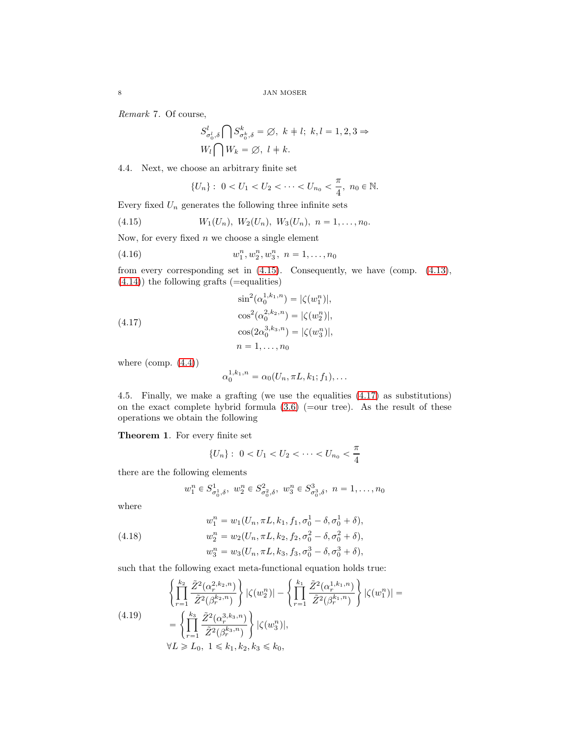*Remark* 7. Of course,

$$
\begin{aligned}
& S^l_{\sigma_0^l,\delta} \bigcap S^k_{\sigma_0^k,\delta} = \varnothing,\ k \neq l;\ k,l = 1,2,3 \Rightarrow \\
& W_l \bigcap W_k = \varnothing,\ l \neq k.
\end{aligned}
$$

4.4. Next, we choose an arbitrary finite set

$$
\{U_n\}:\ 0 < U_1 < U_2 < \dots < U_{n_0} < \frac{\pi}{4},\ n_0 \in \mathbb{N}.
$$

Every fixed $U_n$ generates the following three infinite sets

$$
W_1(U_n),\ W_2(U_n),\ W_3(U_n),\ n = 1,\dots,n_0. \tag{4.15}
$$

Now, for every fixed $n$ we choose a single element

$$
w_1^n, w_2^n, w_3^n,\ n = 1,\dots,n_0 \tag{4.16}
$$

from every corresponding set in (4.15). Consequently, we have (comp. (4.13), (4.14)) the following grafts (=equalities)

$$
\begin{aligned}
& \sin^2(\alpha_0^{1,k_1,n}) = |\zeta(w_1^n)|, \\
& \cos^2(\alpha_0^{2,k_2,n}) = |\zeta(w_2^n)|, \\
& \cos(2\alpha_0^{3,k_3,n}) = |\zeta(w_3^n)|, \\
& n = 1,\dots,n_0
\end{aligned} \tag{4.17}
$$

where (comp. (4.4))

$$
\alpha_0^{1,k_1,n} = \alpha_0(U_n, \pi L, k_1; f_1), \dots
$$

4.5. Finally, we make a grafting (we use the equalities (4.17) as substitutions) on the exact complete hybrid formula (3.6) (=our tree). As the result of these operations we obtain the following

**Theorem 1**. For every finite set

$$
\{U_n\}:\ 0 < U_1 < U_2 < \dots < U_{n_0} < \frac{\pi}{4}
$$

there are the following elements

$$
w_1^n \in S^1_{\sigma_0^1,\delta},\ w_2^n \in S^2_{\sigma_0^2,\delta},\ w_3^n \in S^3_{\sigma_0^3,\delta},\ n = 1,\dots,n_0
$$

where

$$
\begin{aligned}
& w_1^n = w_1(U_n, \pi L, k_1, f_1, \sigma_0^1 - \delta, \sigma_0^1 + \delta), \\
& w_2^n = w_2(U_n, \pi L, k_2, f_2, \sigma_0^2 - \delta, \sigma_0^2 + \delta), \\
& w_3^n = w_3(U_n, \pi L, k_3, f_3, \sigma_0^3 - \delta, \sigma_0^3 + \delta),
\end{aligned} \tag{4.18}
$$

such that the following exact meta-functional equation holds true:

$$
\begin{aligned}
& \left\{ \prod_{r=1}^{k_2} \frac{\tilde{Z}^2(\alpha_r^{2,k_2,n})}{\tilde{Z}^2(\beta_r^{k_2,n})} \right\} |\zeta(w_2^n)| - \left\{ \prod_{r=1}^{k_1} \frac{\tilde{Z}^2(\alpha_r^{1,k_1,n})}{\tilde{Z}^2(\beta_r^{k_1,n})} \right\} |\zeta(w_1^n)| = \\
& = \left\{ \prod_{r=1}^{k_3} \frac{\tilde{Z}^2(\alpha_r^{3,k_3,n})}{\tilde{Z}^2(\beta_r^{k_3,n})} \right\} |\zeta(w_3^n)|, \\
& \forall L \geqslant L_0,\ 1 \leqslant k_1, k_2, k_3 \leqslant k_0,
\end{aligned} \tag{4.19}
$$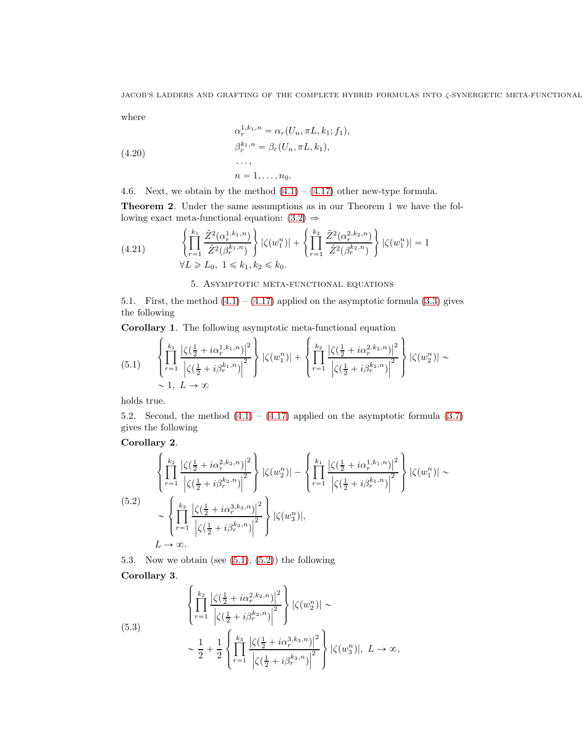where

$$
\begin{aligned}
&\alpha_r^{1,k_1,n} = \alpha_r(U_n, \pi L, k_1; f_1), \\
&\beta_r^{k_1,n} = \beta_r(U_n, \pi L, k_1), \\
&\dots, \\
&n = 1, \dots, n_0.
\end{aligned} \tag{4.20}
$$

4.6. Next, we obtain by the method (4.1) – (4.17) other new-type formula.

**Theorem 2**. Under the same assumptions as in our Theorem 1 we have the following exact meta-functional equation: (3.2) $\Rightarrow$

$$
\begin{aligned}
&\left\{ \prod_{r=1}^{k_1} \frac{\tilde{Z}^2(\alpha_r^{1,k_1,n})}{\tilde{Z}^2(\beta_r^{k_1,n})} \right\} |\zeta(w_1^n)| + \left\{ \prod_{r=1}^{k_2} \frac{\tilde{Z}^2(\alpha_r^{2,k_2,n})}{\tilde{Z}^2(\beta_r^{k_2,n})} \right\} |\zeta(w_1^n)| = 1 \\
&\forall L \geqslant L_0,\ 1 \leqslant k_1, k_2 \leqslant k_0.
\end{aligned} \tag{4.21}
$$

## 5. Asymptotic meta-functional equations

5.1. First, the method (4.1) – (4.17) applied on the asymptotic formula (3.3) gives the following

**Corollary 1**. The following asymptotic meta-functional equation

$$
\begin{aligned}
&\left\{ \prod_{r=1}^{k_1} \frac{\left|\zeta(\frac12 + i\alpha_r^{1,k_1,n})\right|^2}{\left|\zeta(\frac12 + i\beta_r^{k_1,n})\right|^2} \right\} |\zeta(w_1^n)| + \left\{ \prod_{r=1}^{k_2} \frac{\left|\zeta(\frac12 + i\alpha_r^{2,k_2,n})\right|^2}{\left|\zeta(\frac12 + i\beta_r^{k_2,n})\right|^2} \right\} |\zeta(w_2^n)| \sim \\
&\sim 1,\ L \to \infty
\end{aligned} \tag{5.1}
$$

holds true.

5.2. Second, the method (4.1) – (4.17) applied on the asymptotic formula (3.7) gives the following

**Corollary 2**.

$$
\begin{aligned}
&\left\{ \prod_{r=1}^{k_2} \frac{\left|\zeta(\frac12 + i\alpha_r^{2,k_2,n})\right|^2}{\left|\zeta(\frac12 + i\beta_r^{k_2,n})\right|^2} \right\} |\zeta(w_2^n)| - \left\{ \prod_{r=1}^{k_1} \frac{\left|\zeta(\frac12 + i\alpha_r^{1,k_1,n})\right|^2}{\left|\zeta(\frac12 + i\beta_r^{k_1,n})\right|^2} \right\} |\zeta(w_1^n)| \sim \\
&\sim \left\{ \prod_{r=1}^{k_3} \frac{\left|\zeta(\frac12 + i\alpha_r^{3,k_3,n})\right|^2}{\left|\zeta(\frac12 + i\beta_r^{k_3,n})\right|^2} \right\} |\zeta(w_3^n)|, \\
&L \to \infty.
\end{aligned} \tag{5.2}
$$

5.3. Now we obtain (see (5.1), (5.2)) the following

**Corollary 3**.

$$
\begin{aligned}
&\left\{ \prod_{r=1}^{k_2} \frac{\left|\zeta(\frac12 + i\alpha_r^{2,k_2,n})\right|^2}{\left|\zeta(\frac12 + i\beta_r^{k_2,n})\right|^2} \right\} |\zeta(w_2^n)| \sim \\
&\sim \frac12 + \frac12 \left\{ \prod_{r=1}^{k_3} \frac{\left|\zeta(\frac12 + i\alpha_r^{3,k_3,n})\right|^2}{\left|\zeta(\frac12 + i\beta_r^{k_3,n})\right|^2} \right\} |\zeta(w_3^n)|,\ L \to \infty,
\end{aligned} \tag{5.3}
$$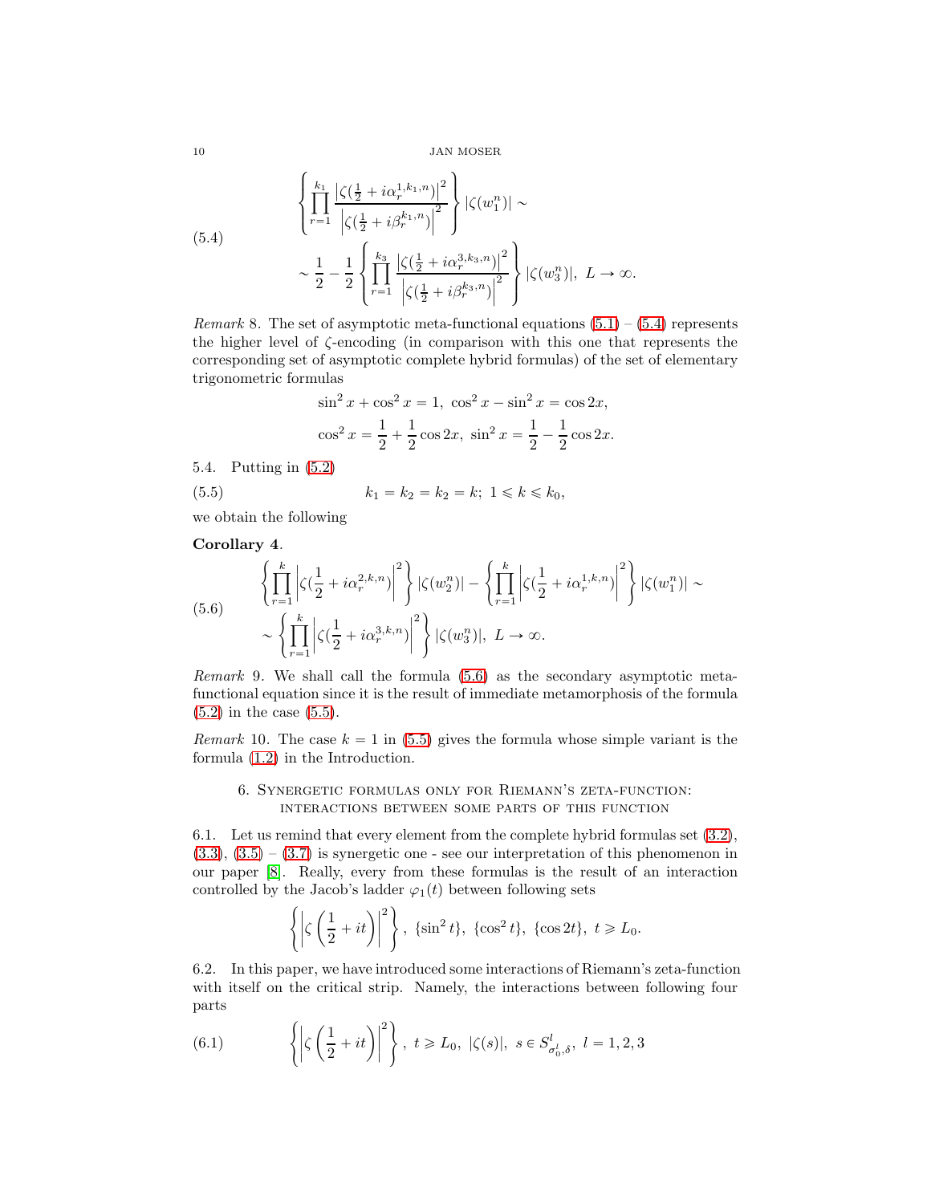$$
\begin{aligned}
&\left\{\prod_{r=1}^{k_1}\frac{\left|\zeta(\frac{1}{2}+i\alpha_r^{1,k_1,n})\right|^2}{\left|\zeta(\frac{1}{2}+i\beta_r^{k_1,n})\right|^2}\right\}|\zeta(w_1^n)| \sim \\
&\sim \frac{1}{2}-\frac{1}{2}\left\{\prod_{r=1}^{k_3}\frac{\left|\zeta(\frac{1}{2}+i\alpha_r^{3,k_3,n})\right|^2}{\left|\zeta(\frac{1}{2}+i\beta_r^{k_3,n})\right|^2}\right\}|\zeta(w_3^n)|,\ L\to\infty.
\end{aligned} \tag{5.4}
$$

*Remark* 8. The set of asymptotic meta-functional equations (5.1) – (5.4) represents the higher level of $\zeta$-encoding (in comparison with this one that represents the corresponding set of asymptotic complete hybrid formulas) of the set of elementary trigonometric formulas

$$
\sin^2 x+\cos^2 x=1,\ \cos^2 x-\sin^2 x=\cos 2x,
$$

$$
\cos^2 x=\frac{1}{2}+\frac{1}{2}\cos 2x,\ \sin^2 x=\frac{1}{2}-\frac{1}{2}\cos 2x.
$$

5.4. Putting in (5.2)

$$
k_1=k_2=k_2=k;\ 1\leqslant k\leqslant k_0, \tag{5.5}
$$

we obtain the following

**Corollary 4**.

$$
\begin{aligned}
&\left\{\prod_{r=1}^{k}\left|\zeta(\frac{1}{2}+i\alpha_r^{2,k,n})\right|^2\right\}|\zeta(w_2^n)| - \left\{\prod_{r=1}^{k}\left|\zeta(\frac{1}{2}+i\alpha_r^{1,k,n})\right|^2\right\}|\zeta(w_1^n)| \sim \\
&\sim \left\{\prod_{r=1}^{k}\left|\zeta(\frac{1}{2}+i\alpha_r^{3,k,n})\right|^2\right\}|\zeta(w_3^n)|,\ L\to\infty.
\end{aligned} \tag{5.6}
$$

*Remark* 9. We shall call the formula (5.6) as the secondary asymptotic meta-functional equation since it is the result of immediate metamorphosis of the formula (5.2) in the case (5.5).

*Remark* 10. The case $k=1$ in (5.5) gives the formula whose simple variant is the formula (1.2) in the Introduction.

## 6. Synergetic formulas only for Riemann's zeta-function: interactions between some parts of this function

6.1. Let us remind that every element from the complete hybrid formulas set (3.2), (3.3), (3.5) – (3.7) is synergetic one - see our interpretation of this phenomenon in our paper [8]. Really, every from these formulas is the result of an interaction controlled by the Jacob's ladder $\varphi_1(t)$ between following sets

$$
\left\{\left|\zeta\left(\frac{1}{2}+it\right)\right|^2\right\},\ \{\sin^2 t\},\ \{\cos^2 t\},\ \{\cos 2t\},\ t\geqslant L_0.
$$

6.2. In this paper, we have introduced some interactions of Riemann's zeta-function with itself on the critical strip. Namely, the interactions between following four parts

$$
\left\{\left|\zeta\left(\frac{1}{2}+it\right)\right|^2\right\},\ t\geqslant L_0,\ |\zeta(s)|,\ s\in S^l_{\sigma_0^l,\delta},\ l=1,2,3 \tag{6.1}
$$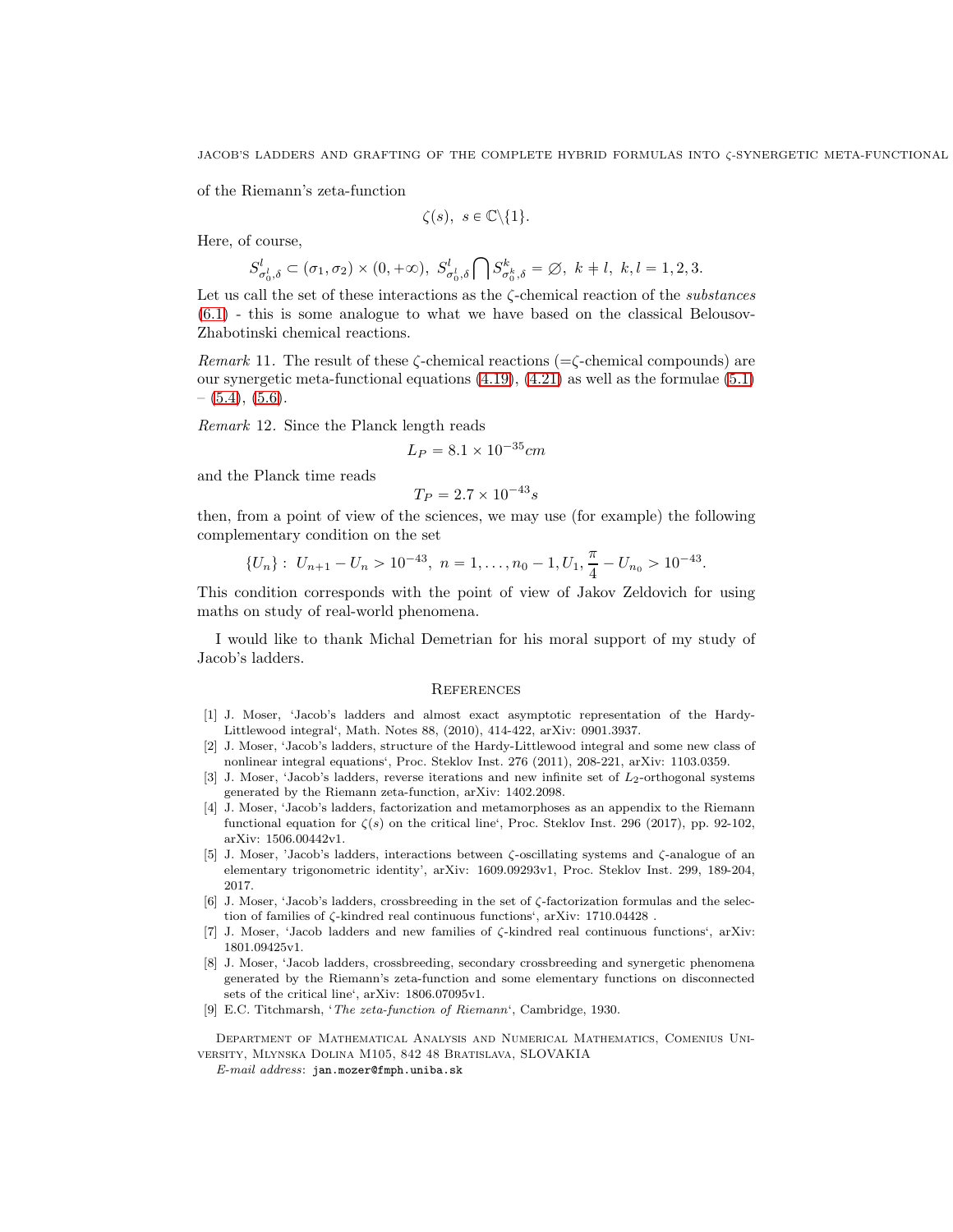of the Riemann's zeta-function

$$\zeta(s), \ s \in \mathbb{C}\backslash\{1\}.$$

Here, of course,

$$S^l_{\sigma^l_0,\delta} \subset (\sigma_1, \sigma_2) \times (0, +\infty), \ S^l_{\sigma^l_0,\delta} \bigcap S^k_{\sigma^k_0,\delta} = \varnothing, \ k \neq l, \ k, l = 1, 2, 3.$$

Let us call the set of these interactions as the $\zeta$-chemical reaction of the *substances* (6.1) - this is some analogue to what we have based on the classical Belousov-Zhabotinski chemical reactions.

*Remark* 11. The result of these $\zeta$-chemical reactions (=$\zeta$-chemical compounds) are our synergetic meta-functional equations (4.19), (4.21) as well as the formulae (5.1) – (5.4), (5.6).

*Remark* 12. Since the Planck length reads

$$L_P = 8.1 \times 10^{-35} cm$$

and the Planck time reads

$$T_P = 2.7 \times 10^{-43} s$$

then, from a point of view of the sciences, we may use (for example) the following complementary condition on the set

$$\{U_n\}: \ U_{n+1} - U_n > 10^{-43}, \ n = 1, \dots, n_0 - 1, U_1, \frac{\pi}{4} - U_{n_0} > 10^{-43}.$$

This condition corresponds with the point of view of Jakov Zeldovich for using maths on study of real-world phenomena.

I would like to thank Michal Demetrian for his moral support of my study of Jacob's ladders.

## References

[1] J. Moser, 'Jacob's ladders and almost exact asymptotic representation of the Hardy-Littlewood integral', Math. Notes 88, (2010), 414-422, arXiv: 0901.3937.

[2] J. Moser, 'Jacob's ladders, structure of the Hardy-Littlewood integral and some new class of nonlinear integral equations', Proc. Steklov Inst. 276 (2011), 208-221, arXiv: 1103.0359.

[3] J. Moser, 'Jacob's ladders, reverse iterations and new infinite set of $L_2$-orthogonal systems generated by the Riemann zeta-function, arXiv: 1402.2098.

[4] J. Moser, 'Jacob's ladders, factorization and metamorphoses as an appendix to the Riemann functional equation for $\zeta(s)$ on the critical line', Proc. Steklov Inst. 296 (2017), pp. 92-102, arXiv: 1506.00442v1.

[5] J. Moser, 'Jacob's ladders, interactions between $\zeta$-oscillating systems and $\zeta$-analogue of an elementary trigonometric identity', arXiv: 1609.09293v1, Proc. Steklov Inst. 299, 189-204, 2017.

[6] J. Moser, 'Jacob's ladders, crossbreeding in the set of $\zeta$-factorization formulas and the selection of families of $\zeta$-kindred real continuous functions', arXiv: 1710.04428 .

[7] J. Moser, 'Jacob ladders and new families of $\zeta$-kindred real continuous functions', arXiv: 1801.09425v1.

[8] J. Moser, 'Jacob ladders, crossbreeding, secondary crossbreeding and synergetic phenomena generated by the Riemann's zeta-function and some elementary functions on disconnected sets of the critical line', arXiv: 1806.07095v1.

[9] E.C. Titchmarsh, '*The zeta-function of Riemann*', Cambridge, 1930.

Department of Mathematical Analysis and Numerical Mathematics, Comenius University, Mlynska Dolina M105, 842 48 Bratislava, SLOVAKIA

*E-mail address*: jan.mozer@fmph.uniba.sk